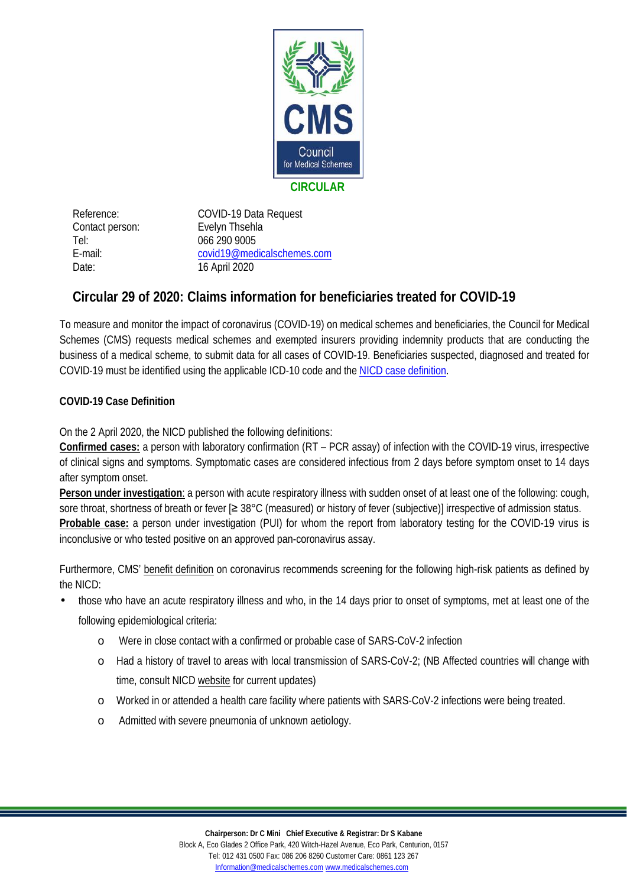CMS

Council for Medical Schemes

**CIRCULAR**

| | |
|---|---|
| Reference: | COVID-19 Data Request |
| Contact person: | Evelyn Thsehla |
| Tel: | 066 290 9005 |
| E-mail: | covid19@medicalschemes.com |
| Date: | 16 April 2020 |

## Circular 29 of 2020: Claims information for beneficiaries treated for COVID-19

To measure and monitor the impact of coronavirus (COVID-19) on medical schemes and beneficiaries, the Council for Medical Schemes (CMS) requests medical schemes and exempted insurers providing indemnity products that are conducting the business of a medical scheme, to submit data for all cases of COVID-19. Beneficiaries suspected, diagnosed and treated for COVID-19 must be identified using the applicable ICD-10 code and the NICD case definition.

**COVID-19 Case Definition**

On the 2 April 2020, the NICD published the following definitions:

**Confirmed cases:** a person with laboratory confirmation (RT – PCR assay) of infection with the COVID-19 virus, irrespective of clinical signs and symptoms. Symptomatic cases are considered infectious from 2 days before symptom onset to 14 days after symptom onset.

**Person under investigation**: a person with acute respiratory illness with sudden onset of at least one of the following: cough, sore throat, shortness of breath or fever [≥ 38°C (measured) or history of fever (subjective)] irrespective of admission status.

**Probable case:** a person under investigation (PUI) for whom the report from laboratory testing for the COVID-19 virus is inconclusive or who tested positive on an approved pan-coronavirus assay.

Furthermore, CMS' benefit definition on coronavirus recommends screening for the following high-risk patients as defined by the NICD:

- those who have an acute respiratory illness and who, in the 14 days prior to onset of symptoms, met at least one of the following epidemiological criteria:
  - Were in close contact with a confirmed or probable case of SARS-CoV-2 infection
  - Had a history of travel to areas with local transmission of SARS-CoV-2; (NB Affected countries will change with time, consult NICD website for current updates)
  - Worked in or attended a health care facility where patients with SARS-CoV-2 infections were being treated.
  - Admitted with severe pneumonia of unknown aetiology.

**Chairperson: Dr C Mini Chief Executive & Registrar: Dr S Kabane**
Block A, Eco Glades 2 Office Park, 420 Witch-Hazel Avenue, Eco Park, Centurion, 0157
Tel: 012 431 0500 Fax: 086 206 8260 Customer Care: 0861 123 267
Information@medicalschemes.com www.medicalschemes.com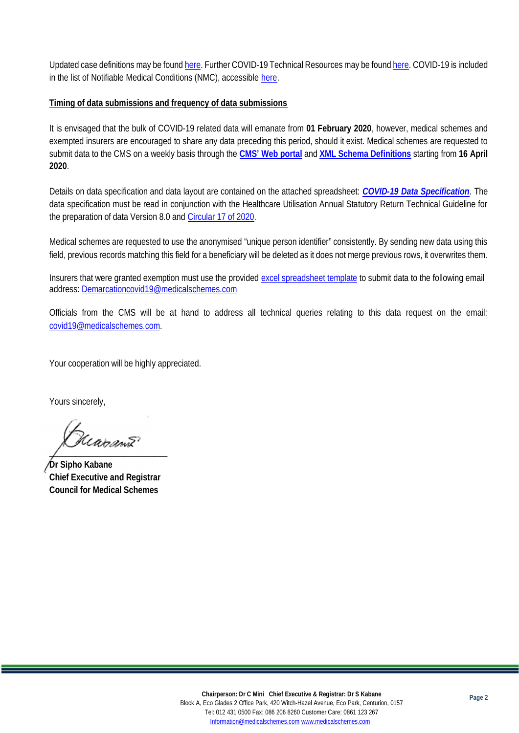Updated case definitions may be found here. Further COVID-19 Technical Resources may be found here. COVID-19 is included in the list of Notifiable Medical Conditions (NMC), accessible here.

**Timing of data submissions and frequency of data submissions**

It is envisaged that the bulk of COVID-19 related data will emanate from **01 February 2020**, however, medical schemes and exempted insurers are encouraged to share any data preceding this period, should it exist. Medical schemes are requested to submit data to the CMS on a weekly basis through the **CMS' Web portal** and **XML Schema Definitions** starting from **16 April 2020**.

Details on data specification and data layout are contained on the attached spreadsheet: ***COVID-19 Data Specification***. The data specification must be read in conjunction with the Healthcare Utilisation Annual Statutory Return Technical Guideline for the preparation of data Version 8.0 and Circular 17 of 2020.

Medical schemes are requested to use the anonymised "unique person identifier" consistently. By sending new data using this field, previous records matching this field for a beneficiary will be deleted as it does not merge previous rows, it overwrites them.

Insurers that were granted exemption must use the provided excel spreadsheet template to submit data to the following email address: Demarcationcovid19@medicalschemes.com

Officials from the CMS will be at hand to address all technical queries relating to this data request on the email: covid19@medicalschemes.com.

Your cooperation will be highly appreciated.

Yours sincerely,

**Dr Sipho Kabane**
**Chief Executive and Registrar**
**Council for Medical Schemes**

**Chairperson: Dr C Mini Chief Executive & Registrar: Dr S Kabane**
Block A, Eco Glades 2 Office Park, 420 Witch-Hazel Avenue, Eco Park, Centurion, 0157
Tel: 012 431 0500 Fax: 086 206 8260 Customer Care: 0861 123 267
Information@medicalschemes.com www.medicalschemes.com